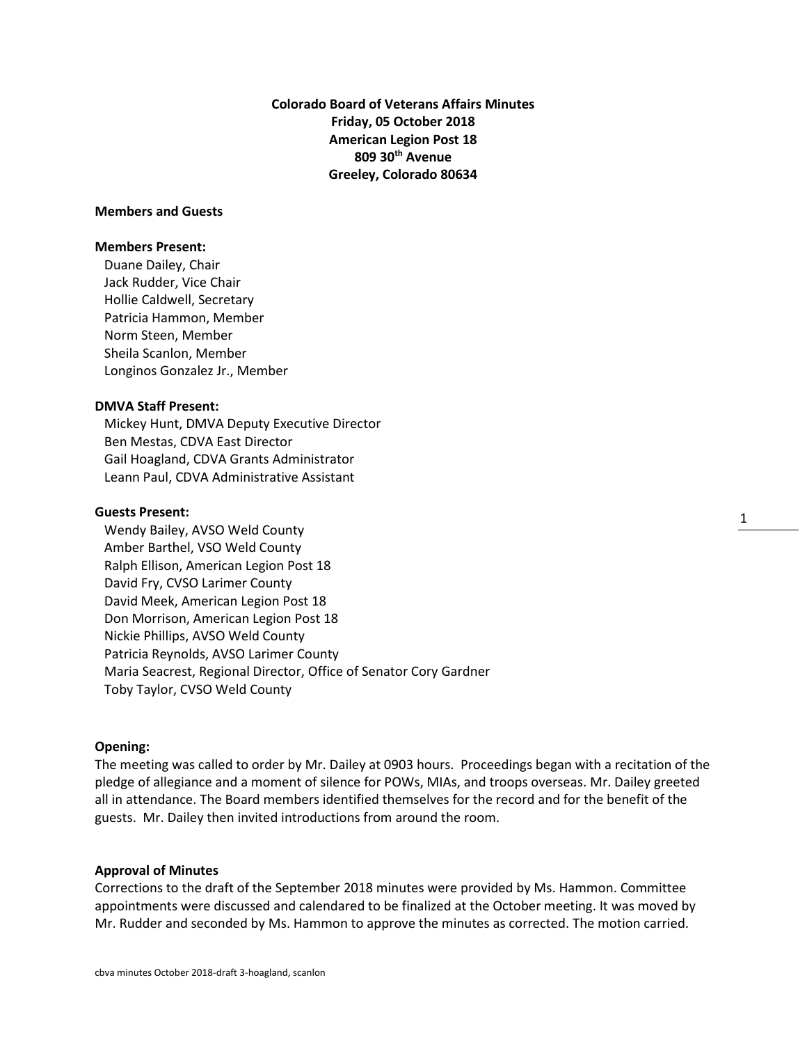**Colorado Board of Veterans Affairs Minutes**
**Friday, 05 October 2018**
**American Legion Post 18**
**809 30th Avenue**
**Greeley, Colorado 80634**

**Members and Guests**

**Members Present:**

Duane Dailey, Chair
Jack Rudder, Vice Chair
Hollie Caldwell, Secretary
Patricia Hammon, Member
Norm Steen, Member
Sheila Scanlon, Member
Longinos Gonzalez Jr., Member

**DMVA Staff Present:**

Mickey Hunt, DMVA Deputy Executive Director
Ben Mestas, CDVA East Director
Gail Hoagland, CDVA Grants Administrator
Leann Paul, CDVA Administrative Assistant

**Guests Present:**

Wendy Bailey, AVSO Weld County
Amber Barthel, VSO Weld County
Ralph Ellison, American Legion Post 18
David Fry, CVSO Larimer County
David Meek, American Legion Post 18
Don Morrison, American Legion Post 18
Nickie Phillips, AVSO Weld County
Patricia Reynolds, AVSO Larimer County
Maria Seacrest, Regional Director, Office of Senator Cory Gardner
Toby Taylor, CVSO Weld County

**Opening:**

The meeting was called to order by Mr. Dailey at 0903 hours. Proceedings began with a recitation of the pledge of allegiance and a moment of silence for POWs, MIAs, and troops overseas. Mr. Dailey greeted all in attendance. The Board members identified themselves for the record and for the benefit of the guests. Mr. Dailey then invited introductions from around the room.

**Approval of Minutes**

Corrections to the draft of the September 2018 minutes were provided by Ms. Hammon. Committee appointments were discussed and calendared to be finalized at the October meeting. It was moved by Mr. Rudder and seconded by Ms. Hammon to approve the minutes as corrected. The motion carried.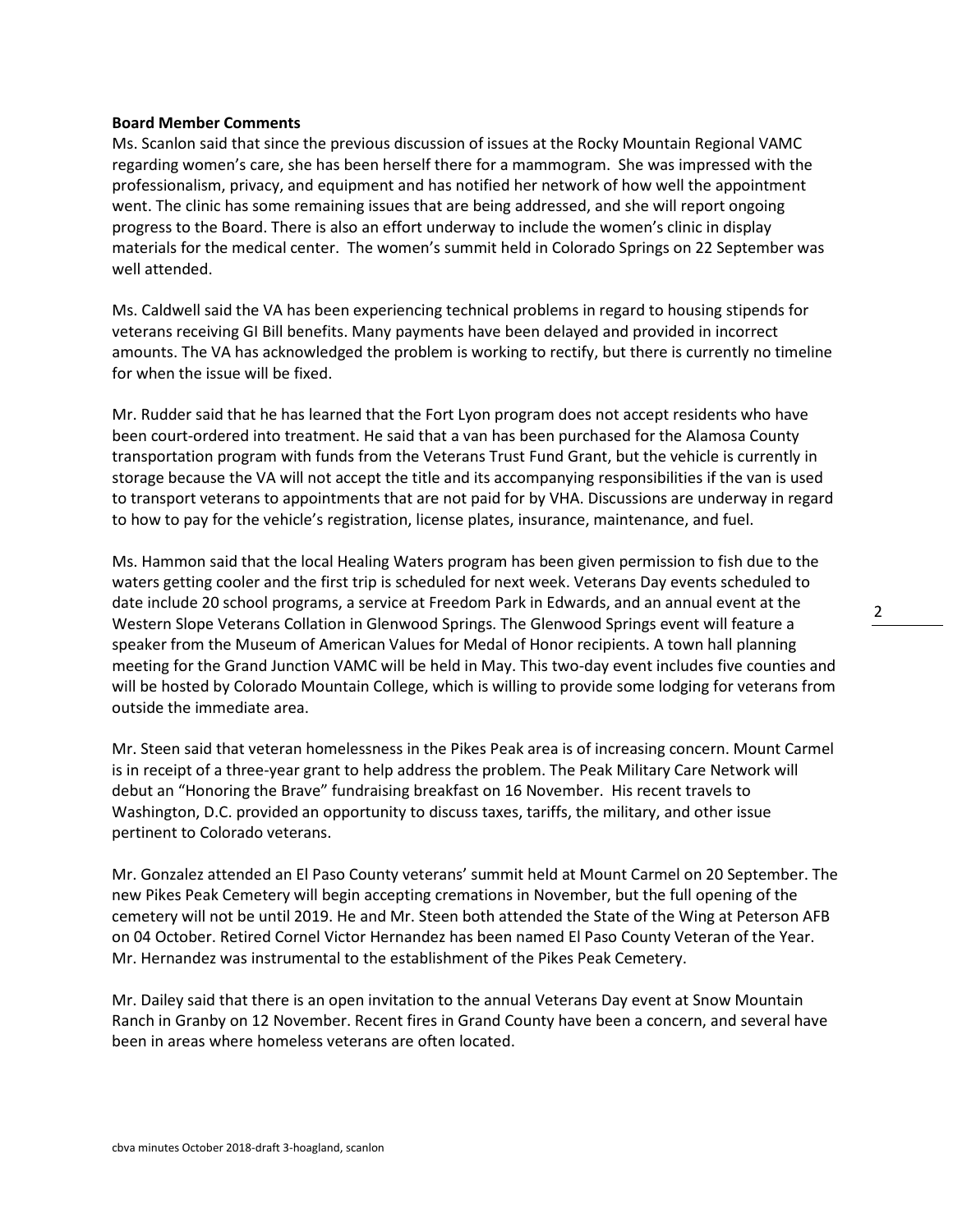**Board Member Comments**

Ms. Scanlon said that since the previous discussion of issues at the Rocky Mountain Regional VAMC regarding women's care, she has been herself there for a mammogram. She was impressed with the professionalism, privacy, and equipment and has notified her network of how well the appointment went. The clinic has some remaining issues that are being addressed, and she will report ongoing progress to the Board. There is also an effort underway to include the women's clinic in display materials for the medical center. The women's summit held in Colorado Springs on 22 September was well attended.

Ms. Caldwell said the VA has been experiencing technical problems in regard to housing stipends for veterans receiving GI Bill benefits. Many payments have been delayed and provided in incorrect amounts. The VA has acknowledged the problem is working to rectify, but there is currently no timeline for when the issue will be fixed.

Mr. Rudder said that he has learned that the Fort Lyon program does not accept residents who have been court-ordered into treatment. He said that a van has been purchased for the Alamosa County transportation program with funds from the Veterans Trust Fund Grant, but the vehicle is currently in storage because the VA will not accept the title and its accompanying responsibilities if the van is used to transport veterans to appointments that are not paid for by VHA. Discussions are underway in regard to how to pay for the vehicle's registration, license plates, insurance, maintenance, and fuel.

Ms. Hammon said that the local Healing Waters program has been given permission to fish due to the waters getting cooler and the first trip is scheduled for next week. Veterans Day events scheduled to date include 20 school programs, a service at Freedom Park in Edwards, and an annual event at the Western Slope Veterans Collation in Glenwood Springs. The Glenwood Springs event will feature a speaker from the Museum of American Values for Medal of Honor recipients. A town hall planning meeting for the Grand Junction VAMC will be held in May. This two-day event includes five counties and will be hosted by Colorado Mountain College, which is willing to provide some lodging for veterans from outside the immediate area.

Mr. Steen said that veteran homelessness in the Pikes Peak area is of increasing concern. Mount Carmel is in receipt of a three-year grant to help address the problem. The Peak Military Care Network will debut an "Honoring the Brave" fundraising breakfast on 16 November. His recent travels to Washington, D.C. provided an opportunity to discuss taxes, tariffs, the military, and other issue pertinent to Colorado veterans.

Mr. Gonzalez attended an El Paso County veterans' summit held at Mount Carmel on 20 September. The new Pikes Peak Cemetery will begin accepting cremations in November, but the full opening of the cemetery will not be until 2019. He and Mr. Steen both attended the State of the Wing at Peterson AFB on 04 October. Retired Cornel Victor Hernandez has been named El Paso County Veteran of the Year. Mr. Hernandez was instrumental to the establishment of the Pikes Peak Cemetery.

Mr. Dailey said that there is an open invitation to the annual Veterans Day event at Snow Mountain Ranch in Granby on 12 November. Recent fires in Grand County have been a concern, and several have been in areas where homeless veterans are often located.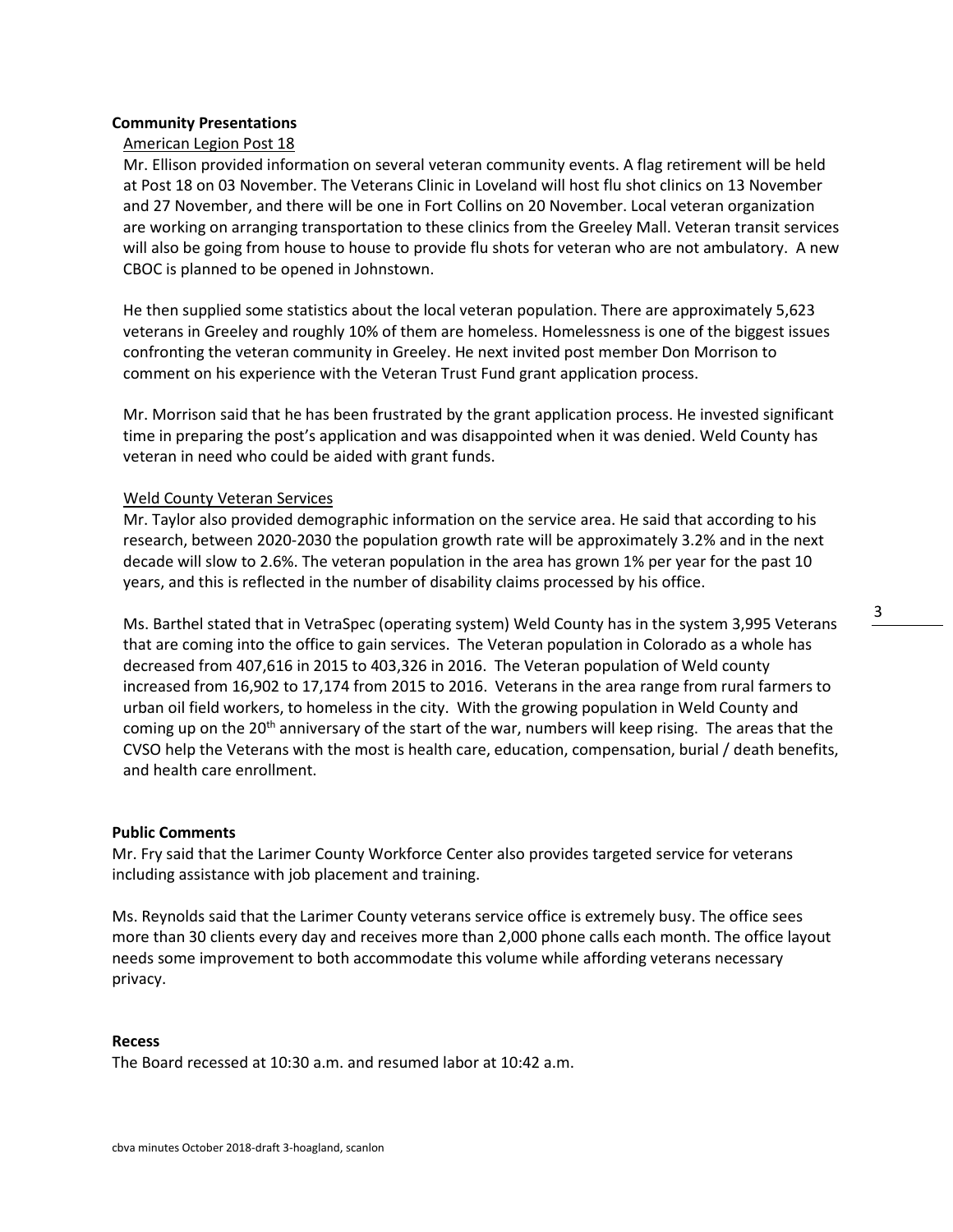**Community Presentations**

American Legion Post 18

Mr. Ellison provided information on several veteran community events. A flag retirement will be held at Post 18 on 03 November. The Veterans Clinic in Loveland will host flu shot clinics on 13 November and 27 November, and there will be one in Fort Collins on 20 November. Local veteran organization are working on arranging transportation to these clinics from the Greeley Mall. Veteran transit services will also be going from house to house to provide flu shots for veteran who are not ambulatory. A new CBOC is planned to be opened in Johnstown.

He then supplied some statistics about the local veteran population. There are approximately 5,623 veterans in Greeley and roughly 10% of them are homeless. Homelessness is one of the biggest issues confronting the veteran community in Greeley. He next invited post member Don Morrison to comment on his experience with the Veteran Trust Fund grant application process.

Mr. Morrison said that he has been frustrated by the grant application process. He invested significant time in preparing the post's application and was disappointed when it was denied. Weld County has veteran in need who could be aided with grant funds.

Weld County Veteran Services

Mr. Taylor also provided demographic information on the service area. He said that according to his research, between 2020-2030 the population growth rate will be approximately 3.2% and in the next decade will slow to 2.6%. The veteran population in the area has grown 1% per year for the past 10 years, and this is reflected in the number of disability claims processed by his office.

Ms. Barthel stated that in VetraSpec (operating system) Weld County has in the system 3,995 Veterans that are coming into the office to gain services. The Veteran population in Colorado as a whole has decreased from 407,616 in 2015 to 403,326 in 2016. The Veteran population of Weld county increased from 16,902 to 17,174 from 2015 to 2016. Veterans in the area range from rural farmers to urban oil field workers, to homeless in the city. With the growing population in Weld County and coming up on the 20th anniversary of the start of the war, numbers will keep rising. The areas that the CVSO help the Veterans with the most is health care, education, compensation, burial / death benefits, and health care enrollment.

**Public Comments**

Mr. Fry said that the Larimer County Workforce Center also provides targeted service for veterans including assistance with job placement and training.

Ms. Reynolds said that the Larimer County veterans service office is extremely busy. The office sees more than 30 clients every day and receives more than 2,000 phone calls each month. The office layout needs some improvement to both accommodate this volume while affording veterans necessary privacy.

**Recess**

The Board recessed at 10:30 a.m. and resumed labor at 10:42 a.m.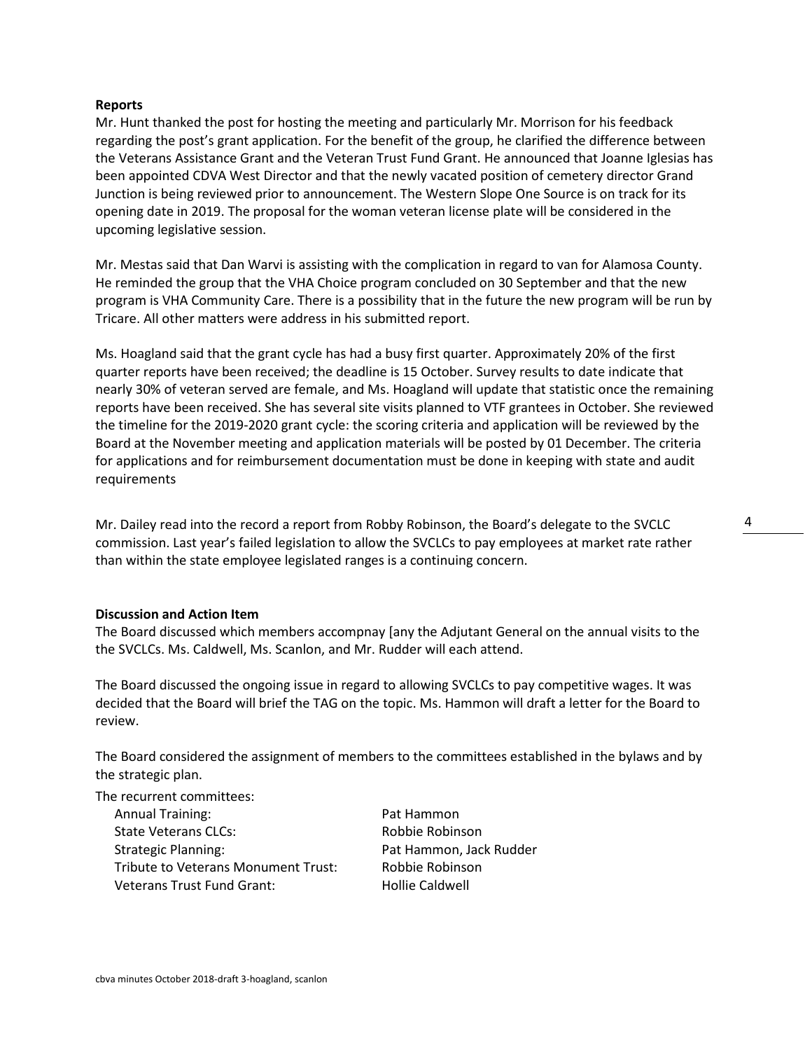**Reports**

Mr. Hunt thanked the post for hosting the meeting and particularly Mr. Morrison for his feedback regarding the post's grant application. For the benefit of the group, he clarified the difference between the Veterans Assistance Grant and the Veteran Trust Fund Grant. He announced that Joanne Iglesias has been appointed CDVA West Director and that the newly vacated position of cemetery director Grand Junction is being reviewed prior to announcement. The Western Slope One Source is on track for its opening date in 2019. The proposal for the woman veteran license plate will be considered in the upcoming legislative session.

Mr. Mestas said that Dan Warvi is assisting with the complication in regard to van for Alamosa County. He reminded the group that the VHA Choice program concluded on 30 September and that the new program is VHA Community Care. There is a possibility that in the future the new program will be run by Tricare. All other matters were address in his submitted report.

Ms. Hoagland said that the grant cycle has had a busy first quarter. Approximately 20% of the first quarter reports have been received; the deadline is 15 October. Survey results to date indicate that nearly 30% of veteran served are female, and Ms. Hoagland will update that statistic once the remaining reports have been received. She has several site visits planned to VTF grantees in October. She reviewed the timeline for the 2019-2020 grant cycle: the scoring criteria and application will be reviewed by the Board at the November meeting and application materials will be posted by 01 December. The criteria for applications and for reimbursement documentation must be done in keeping with state and audit requirements

Mr. Dailey read into the record a report from Robby Robinson, the Board's delegate to the SVCLC commission. Last year's failed legislation to allow the SVCLCs to pay employees at market rate rather than within the state employee legislated ranges is a continuing concern.

**Discussion and Action Item**

The Board discussed which members accompnay [any the Adjutant General on the annual visits to the the SVCLCs. Ms. Caldwell, Ms. Scanlon, and Mr. Rudder will each attend.

The Board discussed the ongoing issue in regard to allowing SVCLCs to pay competitive wages. It was decided that the Board will brief the TAG on the topic. Ms. Hammon will draft a letter for the Board to review.

The Board considered the assignment of members to the committees established in the bylaws and by the strategic plan.

The recurrent committees:

| | |
|---|---|
| Annual Training: | Pat Hammon |
| State Veterans CLCs: | Robbie Robinson |
| Strategic Planning: | Pat Hammon, Jack Rudder |
| Tribute to Veterans Monument Trust: | Robbie Robinson |
| Veterans Trust Fund Grant: | Hollie Caldwell |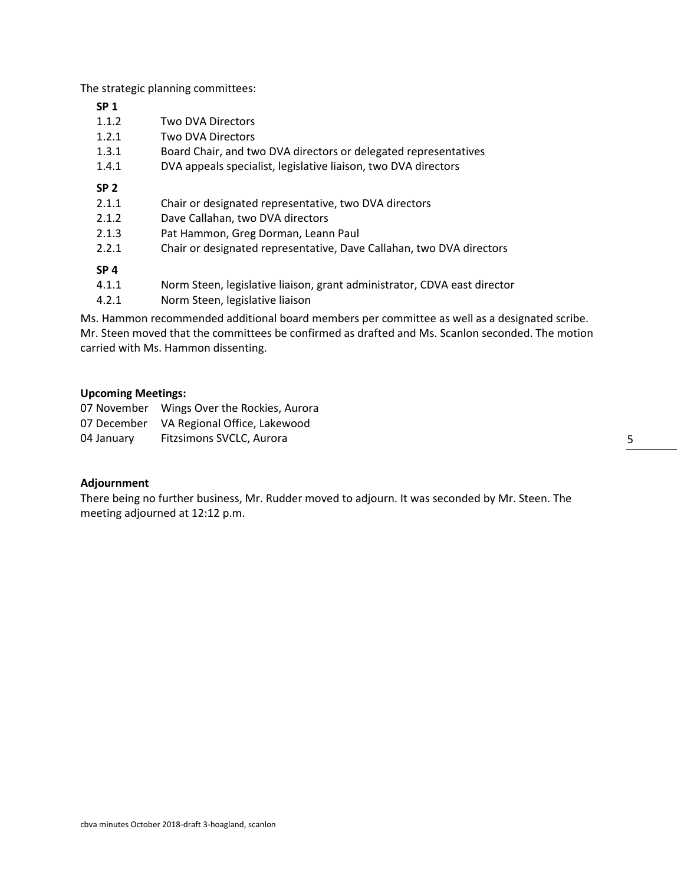The strategic planning committees:

**SP 1**

| | |
|---|---|
| 1.1.2 | Two DVA Directors |
| 1.2.1 | Two DVA Directors |
| 1.3.1 | Board Chair, and two DVA directors or delegated representatives |
| 1.4.1 | DVA appeals specialist, legislative liaison, two DVA directors |

**SP 2**

| | |
|---|---|
| 2.1.1 | Chair or designated representative, two DVA directors |
| 2.1.2 | Dave Callahan, two DVA directors |
| 2.1.3 | Pat Hammon, Greg Dorman, Leann Paul |
| 2.2.1 | Chair or designated representative, Dave Callahan, two DVA directors |

**SP 4**

| | |
|---|---|
| 4.1.1 | Norm Steen, legislative liaison, grant administrator, CDVA east director |
| 4.2.1 | Norm Steen, legislative liaison |

Ms. Hammon recommended additional board members per committee as well as a designated scribe. Mr. Steen moved that the committees be confirmed as drafted and Ms. Scanlon seconded. The motion carried with Ms. Hammon dissenting.

**Upcoming Meetings:**

07 November Wings Over the Rockies, Aurora
07 December VA Regional Office, Lakewood
04 January Fitzsimons SVCLC, Aurora

**Adjournment**

There being no further business, Mr. Rudder moved to adjourn. It was seconded by Mr. Steen. The meeting adjourned at 12:12 p.m.